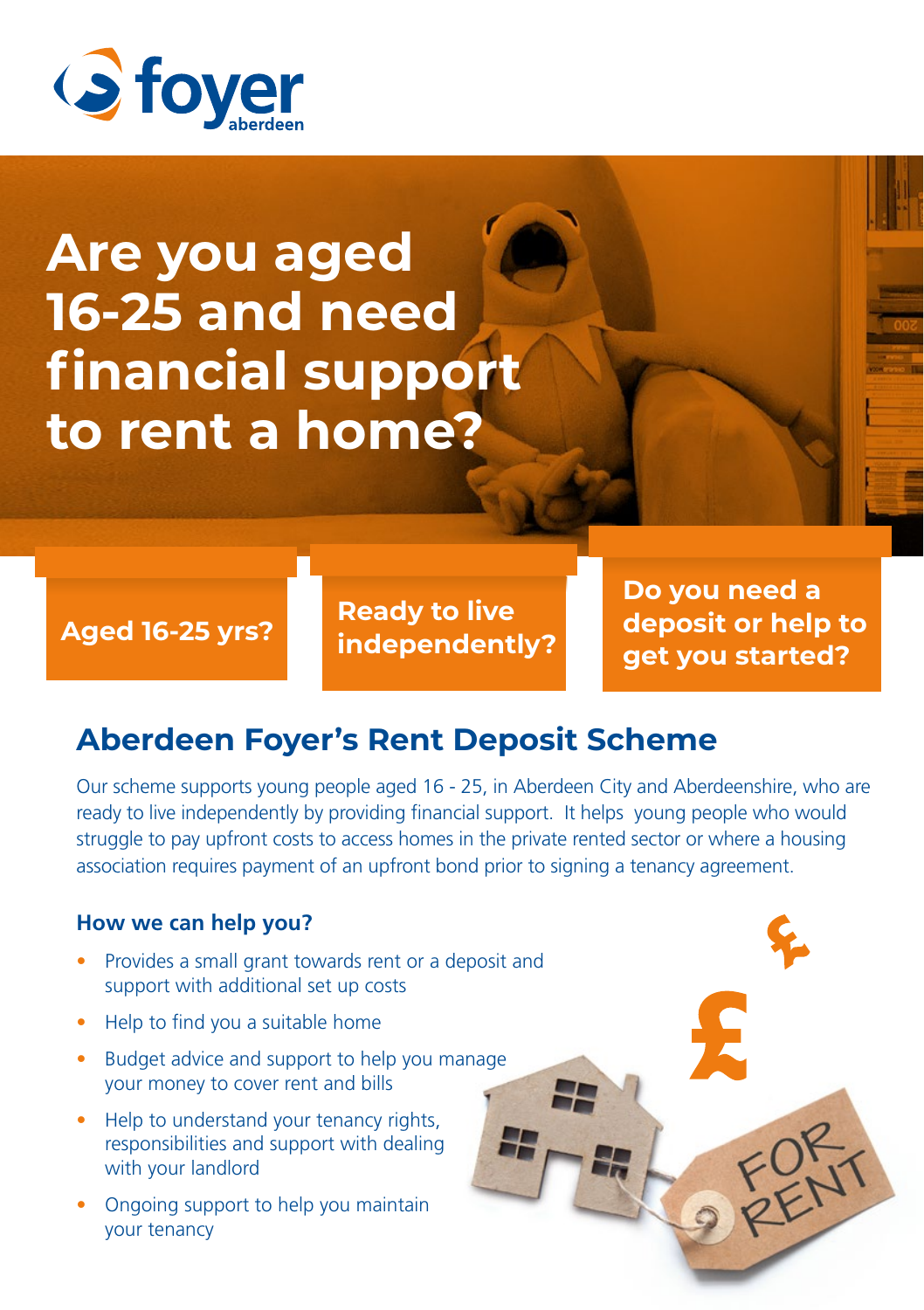foyer aberdeen

# Are you aged 16-25 and need financial support to rent a home?

**Aged 16-25 yrs?**

**Ready to live independently?**

**Do you need a deposit or help to get you started?**

## Aberdeen Foyer's Rent Deposit Scheme

Our scheme supports young people aged 16 - 25, in Aberdeen City and Aberdeenshire, who are ready to live independently by providing financial support. It helps young people who would struggle to pay upfront costs to access homes in the private rented sector or where a housing association requires payment of an upfront bond prior to signing a tenancy agreement.

### How we can help you?

- Provides a small grant towards rent or a deposit and support with additional set up costs
- Help to find you a suitable home
- Budget advice and support to help you manage your money to cover rent and bills
- Help to understand your tenancy rights, responsibilities and support with dealing with your landlord
- Ongoing support to help you maintain your tenancy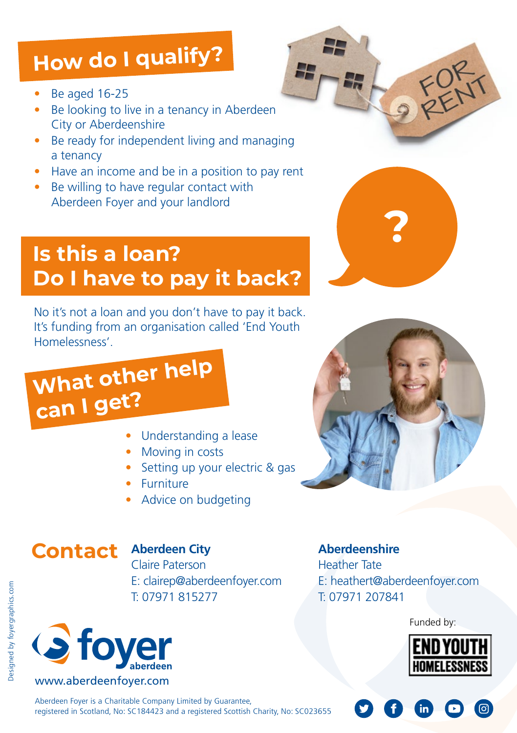## How do I qualify?

- Be aged 16-25
- Be looking to live in a tenancy in Aberdeen City or Aberdeenshire
- Be ready for independent living and managing a tenancy
- Have an income and be in a position to pay rent
- Be willing to have regular contact with Aberdeen Foyer and your landlord

## Is this a loan? Do I have to pay it back?

No it's not a loan and you don't have to pay it back. It's funding from an organisation called 'End Youth Homelessness'.

## What other help can I get?

- Understanding a lease
- Moving in costs
- Setting up your electric & gas
- Furniture
- Advice on budgeting

## Contact

**Aberdeen City**
Claire Paterson
E: clairep@aberdeenfoyer.com
T: 07971 815277

**Aberdeenshire**
Heather Tate
E: heathert@aberdeenfoyer.com
T: 07971 207841

foyer aberdeen
www.aberdeenfoyer.com

Funded by: END YOUTH HOMELESSNESS

Designed by foyergraphics.com

Aberdeen Foyer is a Charitable Company Limited by Guarantee, registered in Scotland, No: SC184423 and a registered Scottish Charity, No: SC023655